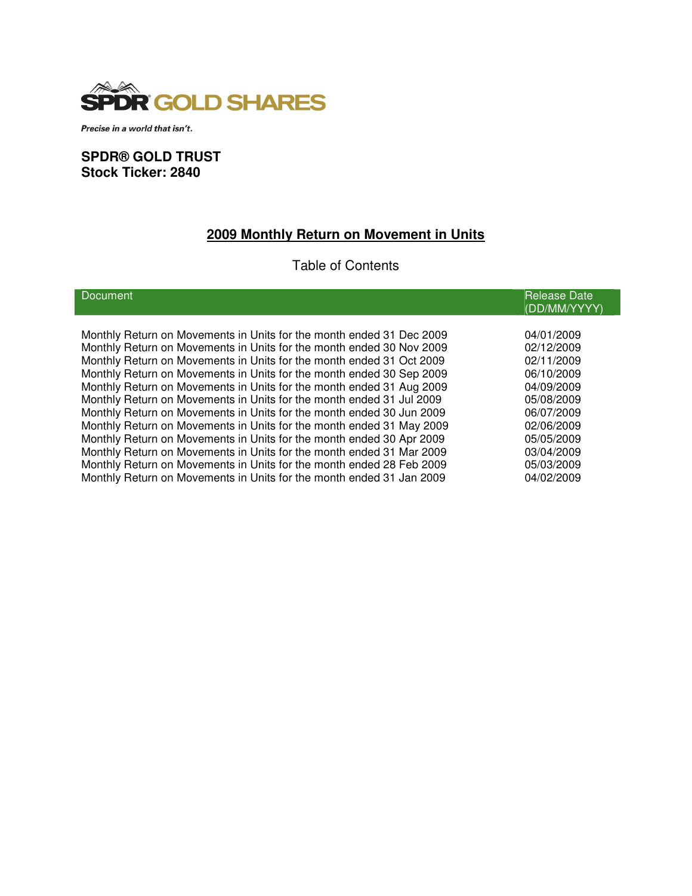SPDR® GOLD SHARES

*Precise in a world that isn't.*

**SPDR® GOLD TRUST**
**Stock Ticker: 2840**

## 2009 Monthly Return on Movement in Units

Table of Contents

| Document | Release Date (DD/MM/YYYY) |
|---|---|
| Monthly Return on Movements in Units for the month ended 31 Dec 2009 | 04/01/2009 |
| Monthly Return on Movements in Units for the month ended 30 Nov 2009 | 02/12/2009 |
| Monthly Return on Movements in Units for the month ended 31 Oct 2009 | 02/11/2009 |
| Monthly Return on Movements in Units for the month ended 30 Sep 2009 | 06/10/2009 |
| Monthly Return on Movements in Units for the month ended 31 Aug 2009 | 04/09/2009 |
| Monthly Return on Movements in Units for the month ended 31 Jul 2009 | 05/08/2009 |
| Monthly Return on Movements in Units for the month ended 30 Jun 2009 | 06/07/2009 |
| Monthly Return on Movements in Units for the month ended 31 May 2009 | 02/06/2009 |
| Monthly Return on Movements in Units for the month ended 30 Apr 2009 | 05/05/2009 |
| Monthly Return on Movements in Units for the month ended 31 Mar 2009 | 03/04/2009 |
| Monthly Return on Movements in Units for the month ended 28 Feb 2009 | 05/03/2009 |
| Monthly Return on Movements in Units for the month ended 31 Jan 2009 | 04/02/2009 |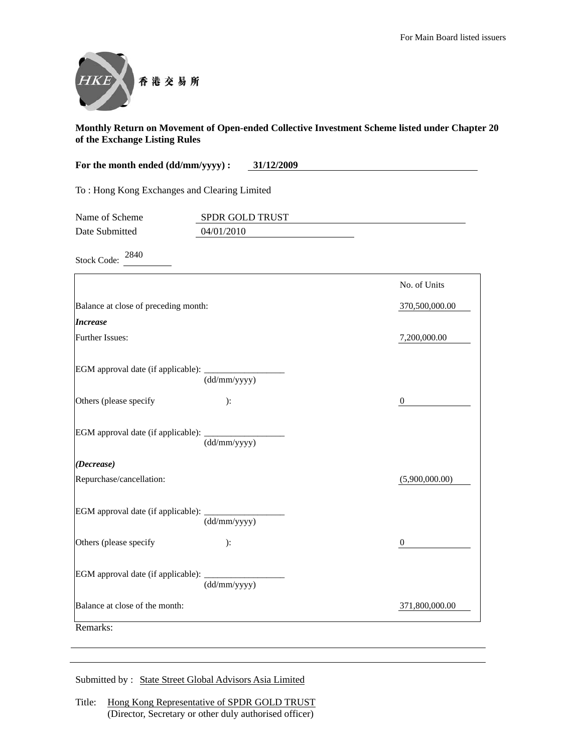For Main Board listed issuers

香港交易所

**Monthly Return on Movement of Open-ended Collective Investment Scheme listed under Chapter 20 of the Exchange Listing Rules**

**For the month ended (dd/mm/yyyy) : 31/12/2009**

To : Hong Kong Exchanges and Clearing Limited

Name of Scheme: SPDR GOLD TRUST

Date Submitted: 04/01/2010

Stock Code: 2840

| | No. of Units |
|---|---|
| Balance at close of preceding month: | 370,500,000.00 |
| ***Increase*** | |
| Further Issues: | 7,200,000.00 |
| EGM approval date (if applicable): ____________ (dd/mm/yyyy) | |
| Others (please specify ): | 0 |
| EGM approval date (if applicable): ____________ (dd/mm/yyyy) | |
| ***(Decrease)*** | |
| Repurchase/cancellation: | (5,900,000.00) |
| EGM approval date (if applicable): ____________ (dd/mm/yyyy) | |
| Others (please specify ): | 0 |
| EGM approval date (if applicable): ____________ (dd/mm/yyyy) | |
| Balance at close of the month: | 371,800,000.00 |

Remarks:

Submitted by : State Street Global Advisors Asia Limited

Title: Hong Kong Representative of SPDR GOLD TRUST
(Director, Secretary or other duly authorised officer)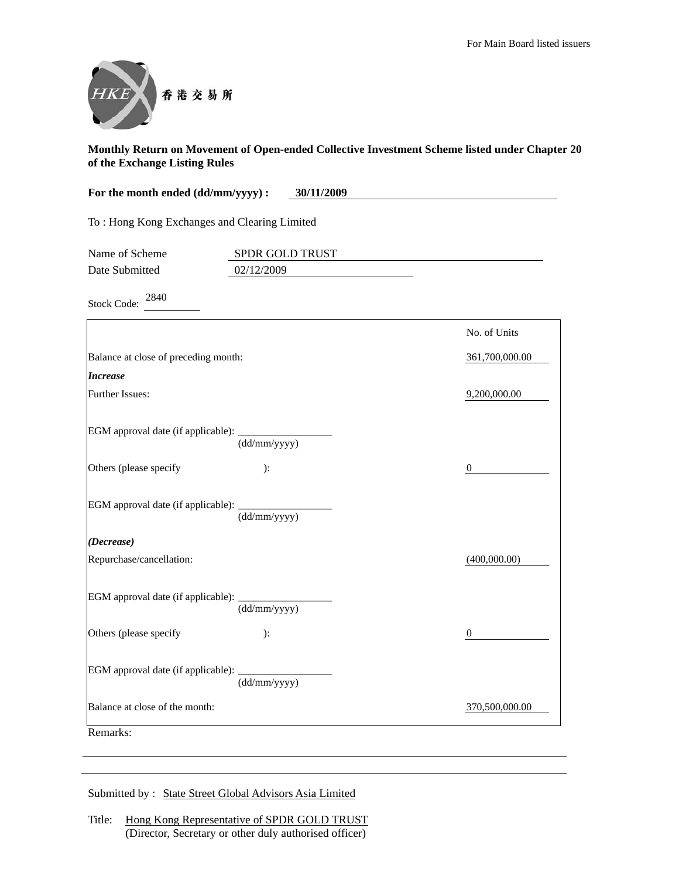For Main Board listed issuers

香港交易所

**Monthly Return on Movement of Open-ended Collective Investment Scheme listed under Chapter 20 of the Exchange Listing Rules**

**For the month ended (dd/mm/yyyy) : 30/11/2009**

To : Hong Kong Exchanges and Clearing Limited

Name of Scheme: SPDR GOLD TRUST

Date Submitted: 02/12/2009

Stock Code: 2840

| | No. of Units |
|---|---|
| Balance at close of preceding month: | 361,700,000.00 |
| ***Increase*** | |
| Further Issues: | 9,200,000.00 |
| EGM approval date (if applicable): ____________ (dd/mm/yyyy) | |
| Others (please specify ): | 0 |
| EGM approval date (if applicable): ____________ (dd/mm/yyyy) | |
| ***(Decrease)*** | |
| Repurchase/cancellation: | (400,000.00) |
| EGM approval date (if applicable): ____________ (dd/mm/yyyy) | |
| Others (please specify ): | 0 |
| EGM approval date (if applicable): ____________ (dd/mm/yyyy) | |
| Balance at close of the month: | 370,500,000.00 |

Remarks:

Submitted by : State Street Global Advisors Asia Limited

Title: Hong Kong Representative of SPDR GOLD TRUST
(Director, Secretary or other duly authorised officer)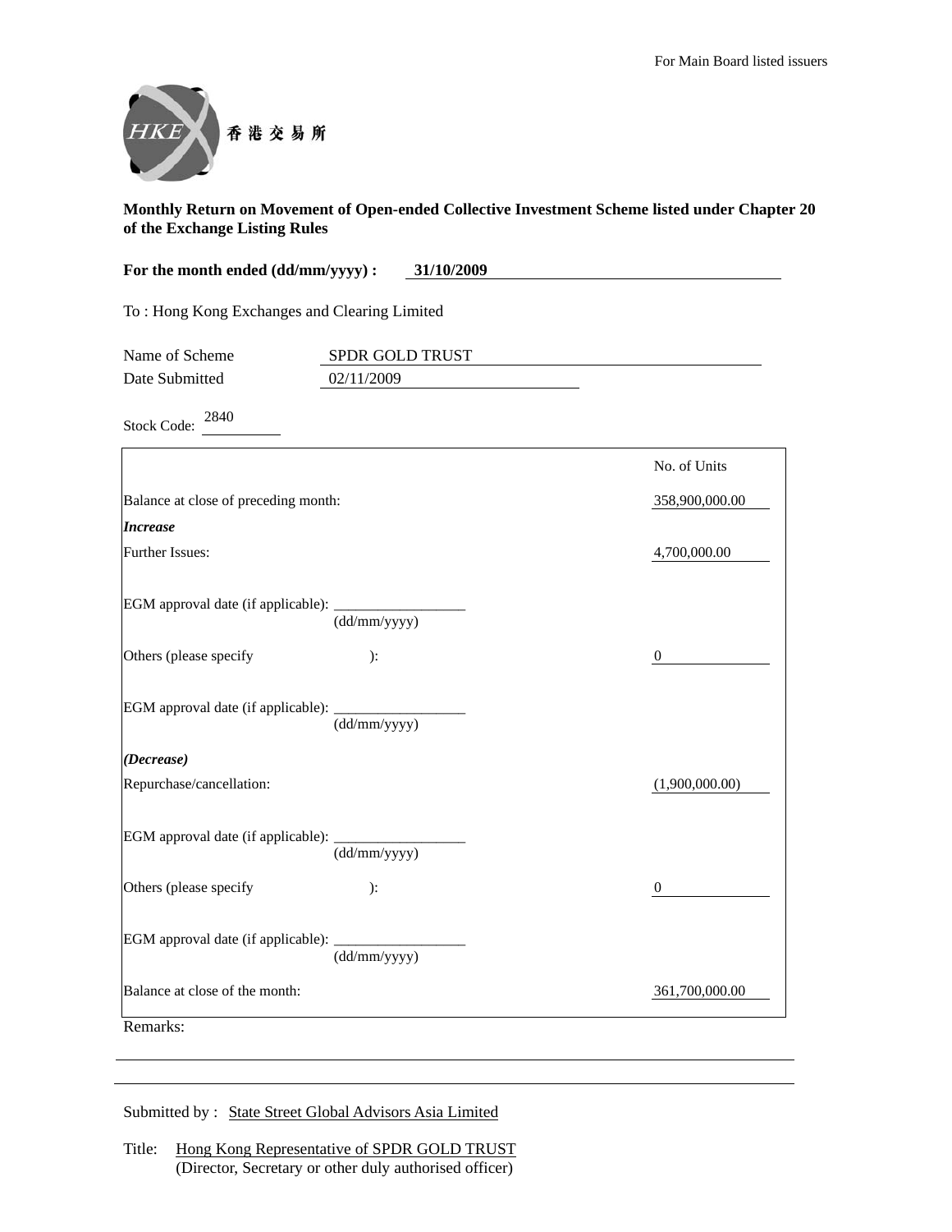For Main Board listed issuers

香港交易所

**Monthly Return on Movement of Open-ended Collective Investment Scheme listed under Chapter 20 of the Exchange Listing Rules**

**For the month ended (dd/mm/yyyy) : 31/10/2009**

To : Hong Kong Exchanges and Clearing Limited

Name of Scheme: SPDR GOLD TRUST

Date Submitted: 02/11/2009

Stock Code: 2840

| | No. of Units |
|---|---|
| Balance at close of preceding month: | 358,900,000.00 |
| ***Increase*** | |
| Further Issues: | 4,700,000.00 |
| EGM approval date (if applicable): ____________ (dd/mm/yyyy) | |
| Others (please specify ): | 0 |
| EGM approval date (if applicable): ____________ (dd/mm/yyyy) | |
| ***(Decrease)*** | |
| Repurchase/cancellation: | (1,900,000.00) |
| EGM approval date (if applicable): ____________ (dd/mm/yyyy) | |
| Others (please specify ): | 0 |
| EGM approval date (if applicable): ____________ (dd/mm/yyyy) | |
| Balance at close of the month: | 361,700,000.00 |

Remarks:

Submitted by : State Street Global Advisors Asia Limited

Title: Hong Kong Representative of SPDR GOLD TRUST
(Director, Secretary or other duly authorised officer)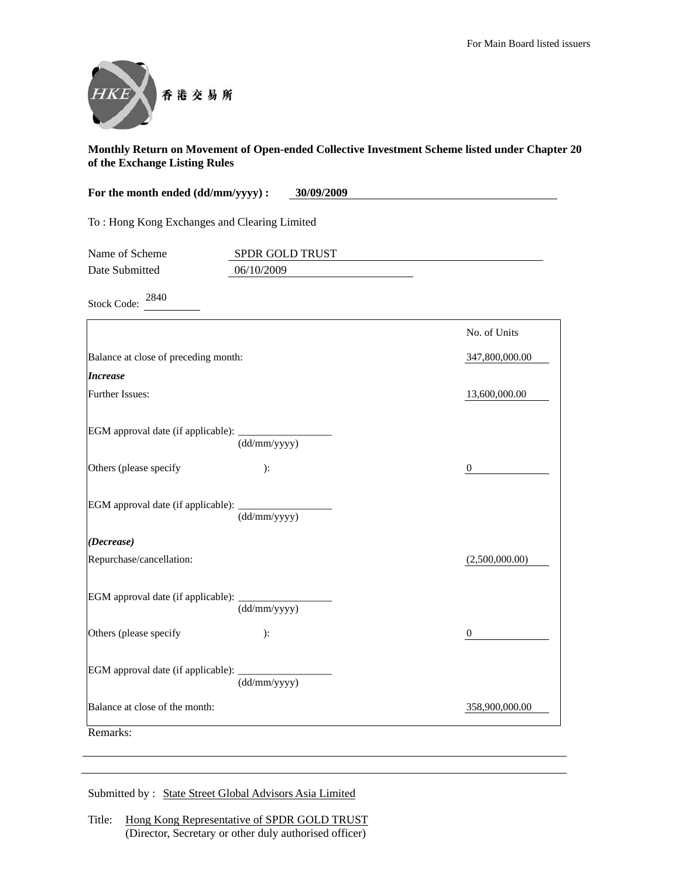For Main Board listed issuers

香港交易所

**Monthly Return on Movement of Open-ended Collective Investment Scheme listed under Chapter 20 of the Exchange Listing Rules**

**For the month ended (dd/mm/yyyy) : 30/09/2009**

To : Hong Kong Exchanges and Clearing Limited

Name of Scheme: SPDR GOLD TRUST

Date Submitted: 06/10/2009

Stock Code: 2840

| | No. of Units |
|---|---|
| Balance at close of preceding month: | 347,800,000.00 |
| ***Increase*** | |
| Further Issues: | 13,600,000.00 |
| EGM approval date (if applicable): ____________ (dd/mm/yyyy) | |
| Others (please specify ): | 0 |
| EGM approval date (if applicable): ____________ (dd/mm/yyyy) | |
| ***(Decrease)*** | |
| Repurchase/cancellation: | (2,500,000.00) |
| EGM approval date (if applicable): ____________ (dd/mm/yyyy) | |
| Others (please specify ): | 0 |
| EGM approval date (if applicable): ____________ (dd/mm/yyyy) | |
| Balance at close of the month: | 358,900,000.00 |

Remarks:

Submitted by : State Street Global Advisors Asia Limited

Title: Hong Kong Representative of SPDR GOLD TRUST
(Director, Secretary or other duly authorised officer)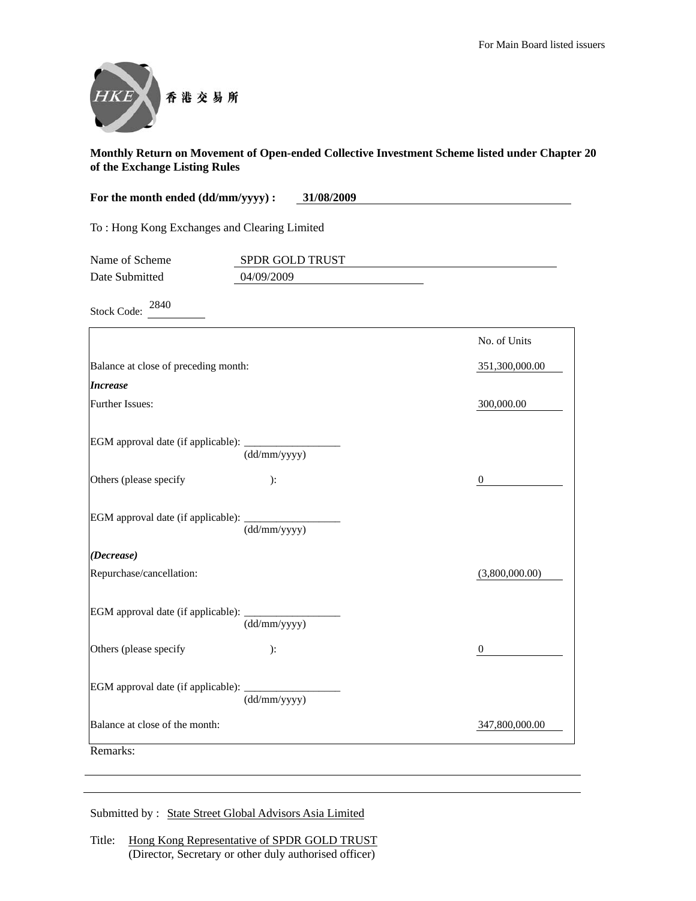For Main Board listed issuers

香港交易所

**Monthly Return on Movement of Open-ended Collective Investment Scheme listed under Chapter 20 of the Exchange Listing Rules**

**For the month ended (dd/mm/yyyy) : 31/08/2009**

To : Hong Kong Exchanges and Clearing Limited

Name of Scheme: SPDR GOLD TRUST

Date Submitted: 04/09/2009

Stock Code: 2840

| | No. of Units |
|---|---|
| Balance at close of preceding month: | 351,300,000.00 |
| ***Increase*** | |
| Further Issues: | 300,000.00 |
| EGM approval date (if applicable): ________ (dd/mm/yyyy) | |
| Others (please specify ): | 0 |
| EGM approval date (if applicable): ________ (dd/mm/yyyy) | |
| ***(Decrease)*** | |
| Repurchase/cancellation: | (3,800,000.00) |
| EGM approval date (if applicable): ________ (dd/mm/yyyy) | |
| Others (please specify ): | 0 |
| EGM approval date (if applicable): ________ (dd/mm/yyyy) | |
| Balance at close of the month: | 347,800,000.00 |

Remarks:

Submitted by : State Street Global Advisors Asia Limited

Title: Hong Kong Representative of SPDR GOLD TRUST
(Director, Secretary or other duly authorised officer)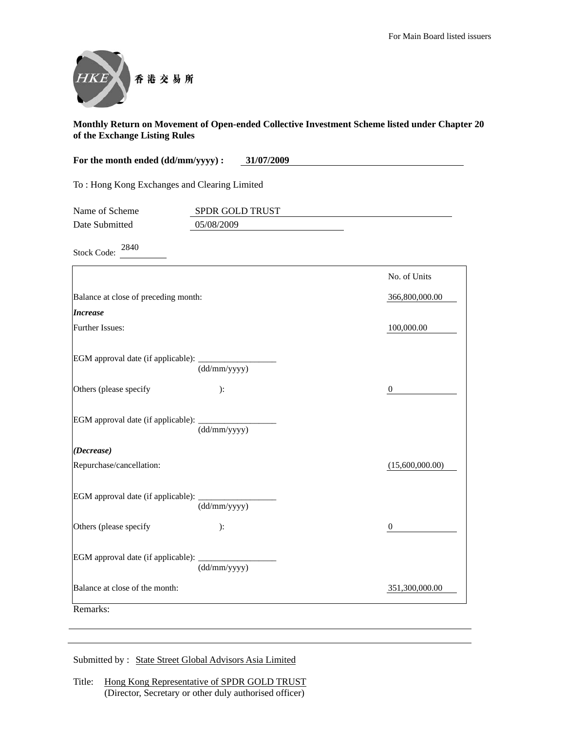For Main Board listed issuers

香港交易所

**Monthly Return on Movement of Open-ended Collective Investment Scheme listed under Chapter 20 of the Exchange Listing Rules**

**For the month ended (dd/mm/yyyy) : 31/07/2009**

To : Hong Kong Exchanges and Clearing Limited

Name of Scheme: SPDR GOLD TRUST

Date Submitted: 05/08/2009

Stock Code: 2840

| | No. of Units |
|---|---|
| Balance at close of preceding month: | 366,800,000.00 |
| ***Increase*** | |
| Further Issues: | 100,000.00 |
| EGM approval date (if applicable): ______ (dd/mm/yyyy) | |
| Others (please specify ): | 0 |
| EGM approval date (if applicable): ______ (dd/mm/yyyy) | |
| ***(Decrease)*** | |
| Repurchase/cancellation: | (15,600,000.00) |
| EGM approval date (if applicable): ______ (dd/mm/yyyy) | |
| Others (please specify ): | 0 |
| EGM approval date (if applicable): ______ (dd/mm/yyyy) | |
| Balance at close of the month: | 351,300,000.00 |

Remarks:

Submitted by : State Street Global Advisors Asia Limited

Title: Hong Kong Representative of SPDR GOLD TRUST
(Director, Secretary or other duly authorised officer)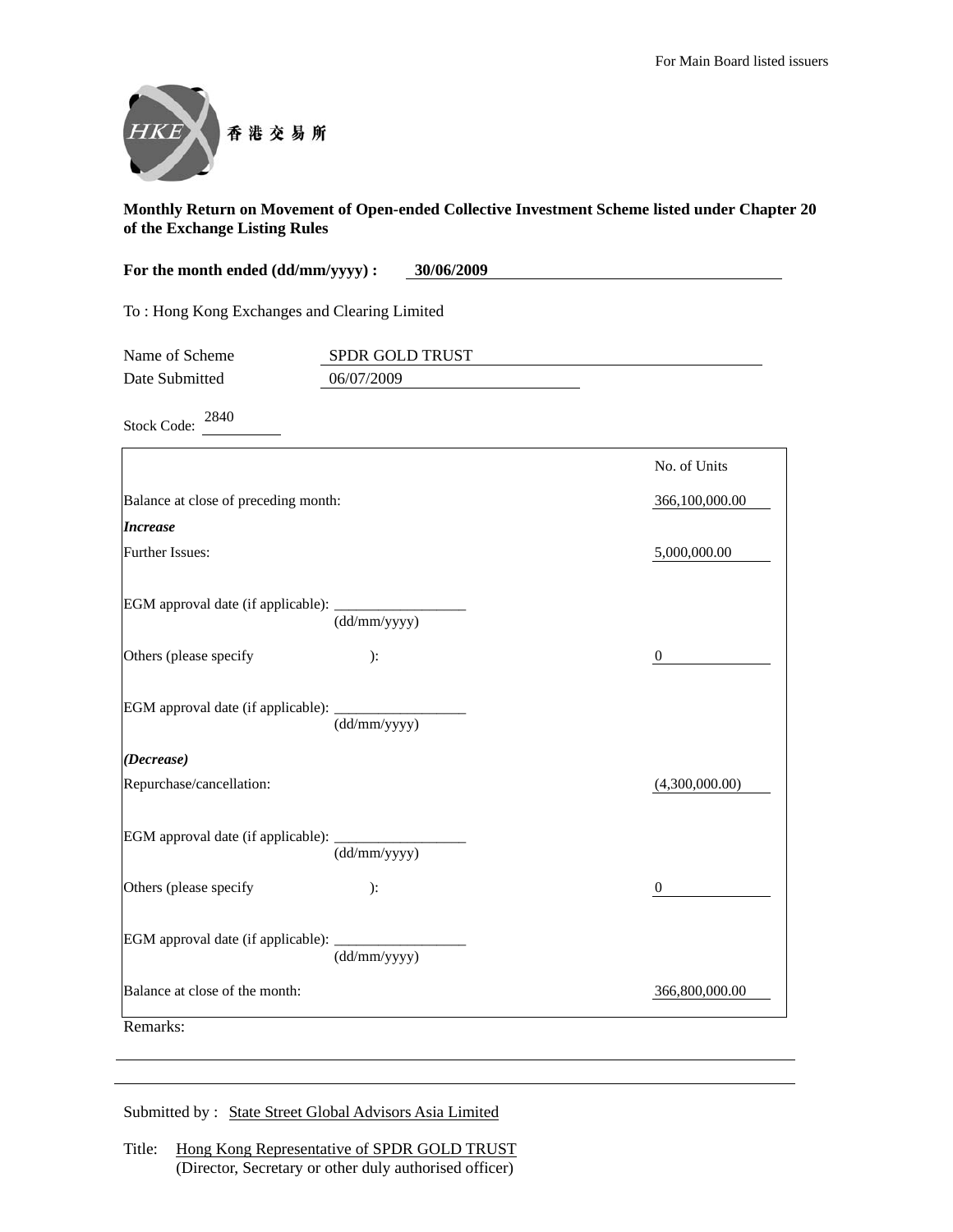For Main Board listed issuers

香港交易所

**Monthly Return on Movement of Open-ended Collective Investment Scheme listed under Chapter 20 of the Exchange Listing Rules**

**For the month ended (dd/mm/yyyy) : 30/06/2009**

To : Hong Kong Exchanges and Clearing Limited

Name of Scheme: SPDR GOLD TRUST

Date Submitted: 06/07/2009

Stock Code: 2840

| | No. of Units |
|---|---|
| Balance at close of preceding month: | 366,100,000.00 |
| ***Increase*** | |
| Further Issues: | 5,000,000.00 |
| EGM approval date (if applicable): ______ (dd/mm/yyyy) | |
| Others (please specify ): | 0 |
| EGM approval date (if applicable): ______ (dd/mm/yyyy) | |
| ***(Decrease)*** | |
| Repurchase/cancellation: | (4,300,000.00) |
| EGM approval date (if applicable): ______ (dd/mm/yyyy) | |
| Others (please specify ): | 0 |
| EGM approval date (if applicable): ______ (dd/mm/yyyy) | |
| Balance at close of the month: | 366,800,000.00 |

Remarks:

Submitted by : State Street Global Advisors Asia Limited

Title: Hong Kong Representative of SPDR GOLD TRUST
(Director, Secretary or other duly authorised officer)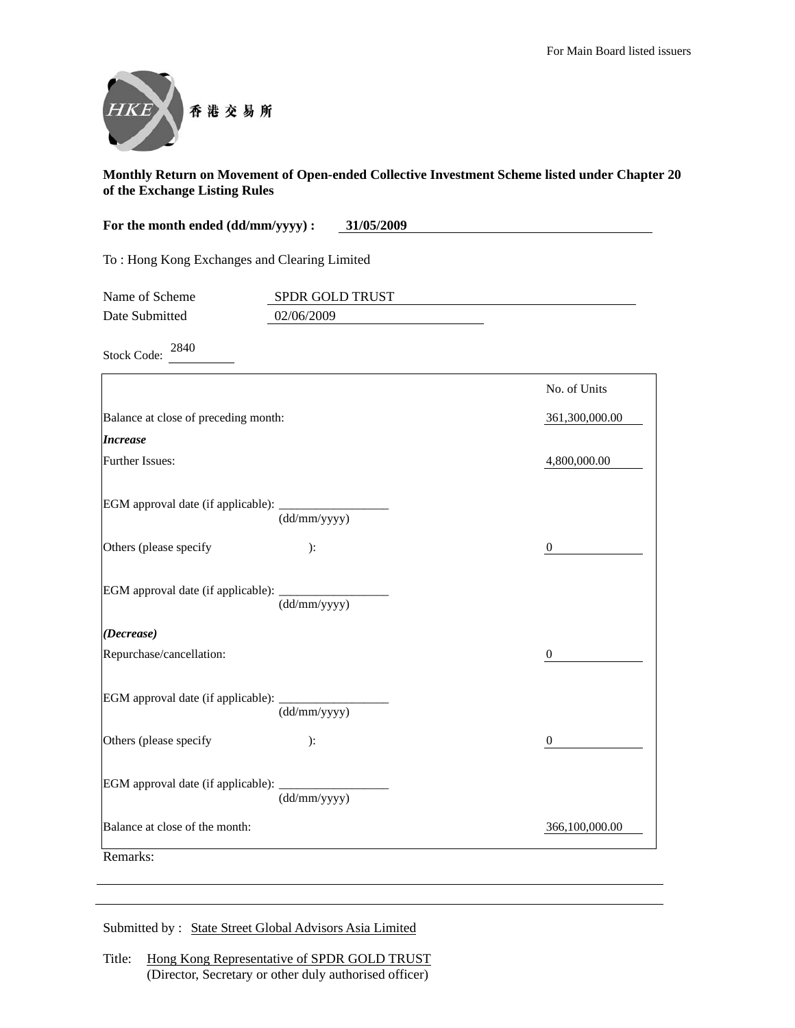For Main Board listed issuers

香港交易所

**Monthly Return on Movement of Open-ended Collective Investment Scheme listed under Chapter 20 of the Exchange Listing Rules**

**For the month ended (dd/mm/yyyy) : 31/05/2009**

To : Hong Kong Exchanges and Clearing Limited

Name of Scheme: SPDR GOLD TRUST

Date Submitted: 02/06/2009

Stock Code: 2840

| | No. of Units |
|---|---|
| Balance at close of preceding month: | 361,300,000.00 |
| ***Increase*** | |
| Further Issues: | 4,800,000.00 |
| EGM approval date (if applicable): ____________ (dd/mm/yyyy) | |
| Others (please specify ): | 0 |
| EGM approval date (if applicable): ____________ (dd/mm/yyyy) | |
| ***(Decrease)*** | |
| Repurchase/cancellation: | 0 |
| EGM approval date (if applicable): ____________ (dd/mm/yyyy) | |
| Others (please specify ): | 0 |
| EGM approval date (if applicable): ____________ (dd/mm/yyyy) | |
| Balance at close of the month: | 366,100,000.00 |

Remarks:

Submitted by : State Street Global Advisors Asia Limited

Title: Hong Kong Representative of SPDR GOLD TRUST
(Director, Secretary or other duly authorised officer)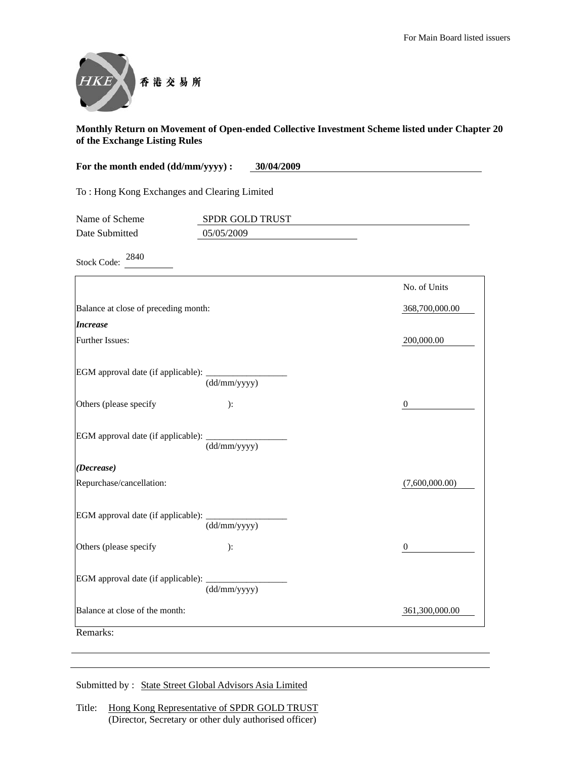For Main Board listed issuers

香港交易所

**Monthly Return on Movement of Open-ended Collective Investment Scheme listed under Chapter 20 of the Exchange Listing Rules**

**For the month ended (dd/mm/yyyy) : 30/04/2009**

To : Hong Kong Exchanges and Clearing Limited

Name of Scheme: SPDR GOLD TRUST

Date Submitted: 05/05/2009

Stock Code: 2840

| | No. of Units |
|---|---|
| Balance at close of preceding month: | 368,700,000.00 |
| ***Increase*** | |
| Further Issues: | 200,000.00 |
| EGM approval date (if applicable): ____________ (dd/mm/yyyy) | |
| Others (please specify ): | 0 |
| EGM approval date (if applicable): ____________ (dd/mm/yyyy) | |
| ***(Decrease)*** | |
| Repurchase/cancellation: | (7,600,000.00) |
| EGM approval date (if applicable): ____________ (dd/mm/yyyy) | |
| Others (please specify ): | 0 |
| EGM approval date (if applicable): ____________ (dd/mm/yyyy) | |
| Balance at close of the month: | 361,300,000.00 |

Remarks:

Submitted by : State Street Global Advisors Asia Limited

Title: Hong Kong Representative of SPDR GOLD TRUST
(Director, Secretary or other duly authorised officer)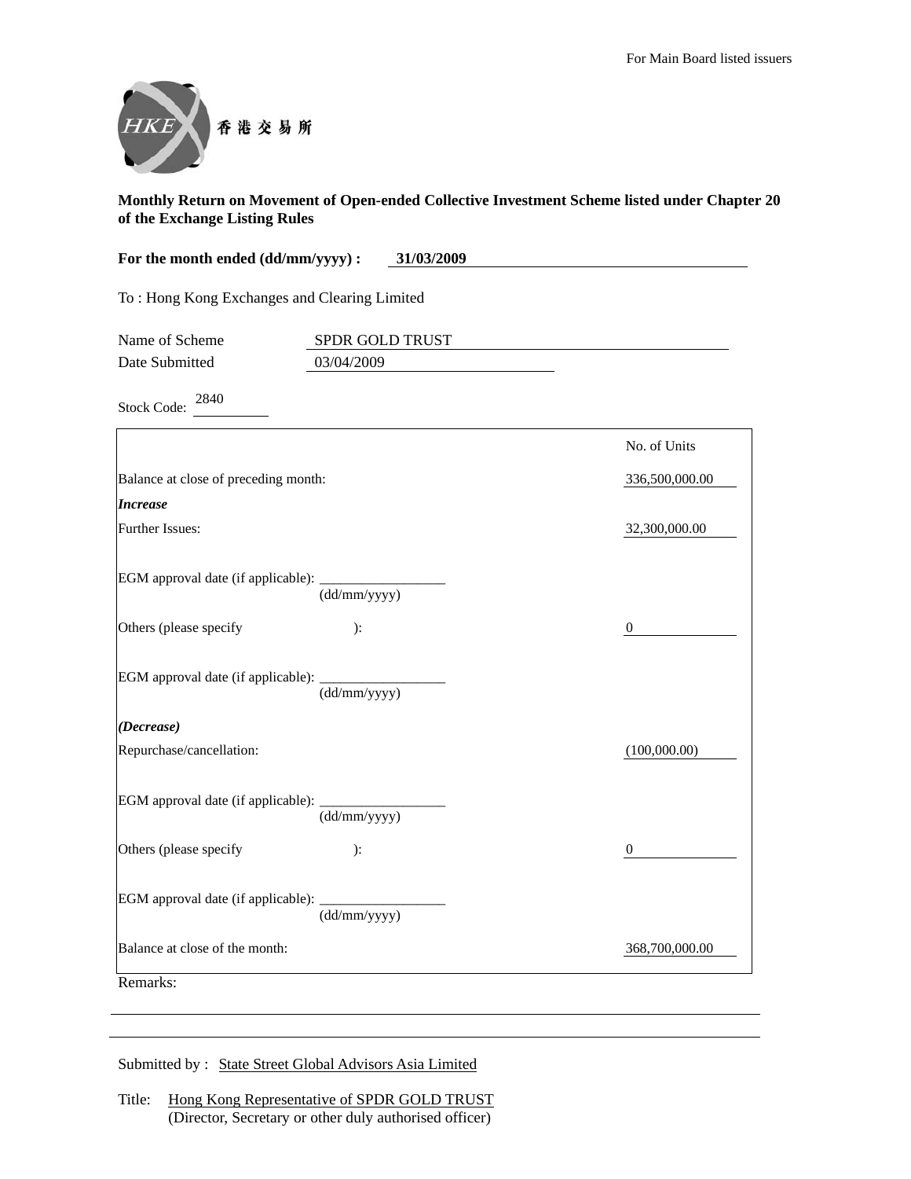For Main Board listed issuers

香港交易所

**Monthly Return on Movement of Open-ended Collective Investment Scheme listed under Chapter 20 of the Exchange Listing Rules**

**For the month ended (dd/mm/yyyy) : 31/03/2009**

To : Hong Kong Exchanges and Clearing Limited

Name of Scheme: SPDR GOLD TRUST

Date Submitted: 03/04/2009

Stock Code: 2840

| | No. of Units |
|---|---|
| Balance at close of preceding month: | 336,500,000.00 |
| ***Increase*** | |
| Further Issues: | 32,300,000.00 |
| EGM approval date (if applicable): ____________ (dd/mm/yyyy) | |
| Others (please specify ): | 0 |
| EGM approval date (if applicable): ____________ (dd/mm/yyyy) | |
| ***(Decrease)*** | |
| Repurchase/cancellation: | (100,000.00) |
| EGM approval date (if applicable): ____________ (dd/mm/yyyy) | |
| Others (please specify ): | 0 |
| EGM approval date (if applicable): ____________ (dd/mm/yyyy) | |
| Balance at close of the month: | 368,700,000.00 |

Remarks:

Submitted by : State Street Global Advisors Asia Limited

Title: Hong Kong Representative of SPDR GOLD TRUST
(Director, Secretary or other duly authorised officer)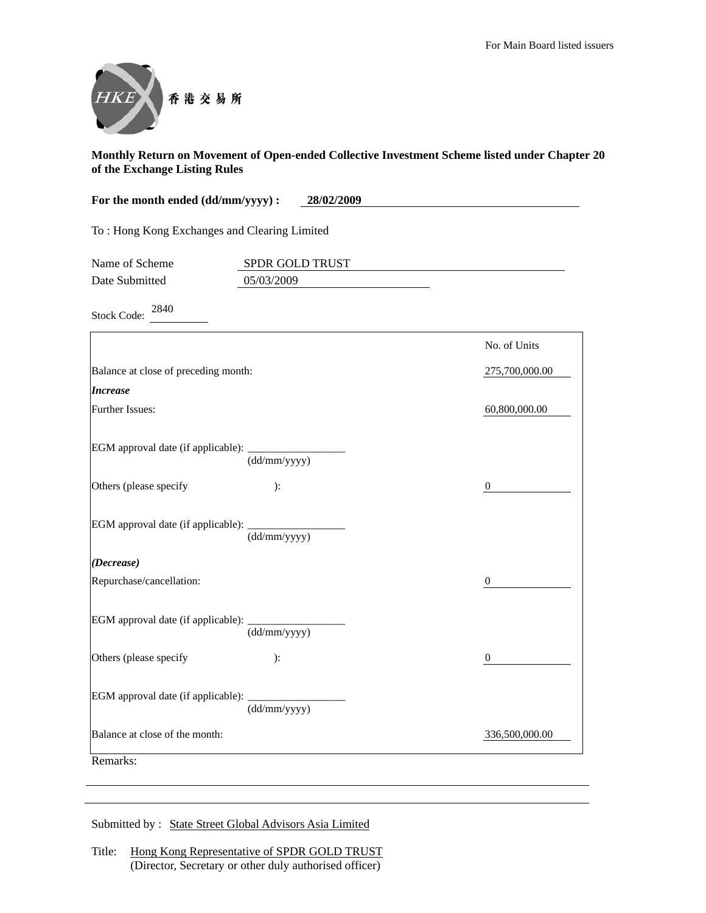For Main Board listed issuers

香港交易所

**Monthly Return on Movement of Open-ended Collective Investment Scheme listed under Chapter 20 of the Exchange Listing Rules**

**For the month ended (dd/mm/yyyy) : 28/02/2009**

To : Hong Kong Exchanges and Clearing Limited

Name of Scheme: SPDR GOLD TRUST

Date Submitted: 05/03/2009

Stock Code: 2840

| | No. of Units |
|---|---|
| Balance at close of preceding month: | 275,700,000.00 |
| ***Increase*** | |
| Further Issues: | 60,800,000.00 |
| EGM approval date (if applicable): ________ (dd/mm/yyyy) | |
| Others (please specify ): | 0 |
| EGM approval date (if applicable): ________ (dd/mm/yyyy) | |
| ***(Decrease)*** | |
| Repurchase/cancellation: | 0 |
| EGM approval date (if applicable): ________ (dd/mm/yyyy) | |
| Others (please specify ): | 0 |
| EGM approval date (if applicable): ________ (dd/mm/yyyy) | |
| Balance at close of the month: | 336,500,000.00 |

Remarks:

Submitted by : State Street Global Advisors Asia Limited

Title: Hong Kong Representative of SPDR GOLD TRUST
(Director, Secretary or other duly authorised officer)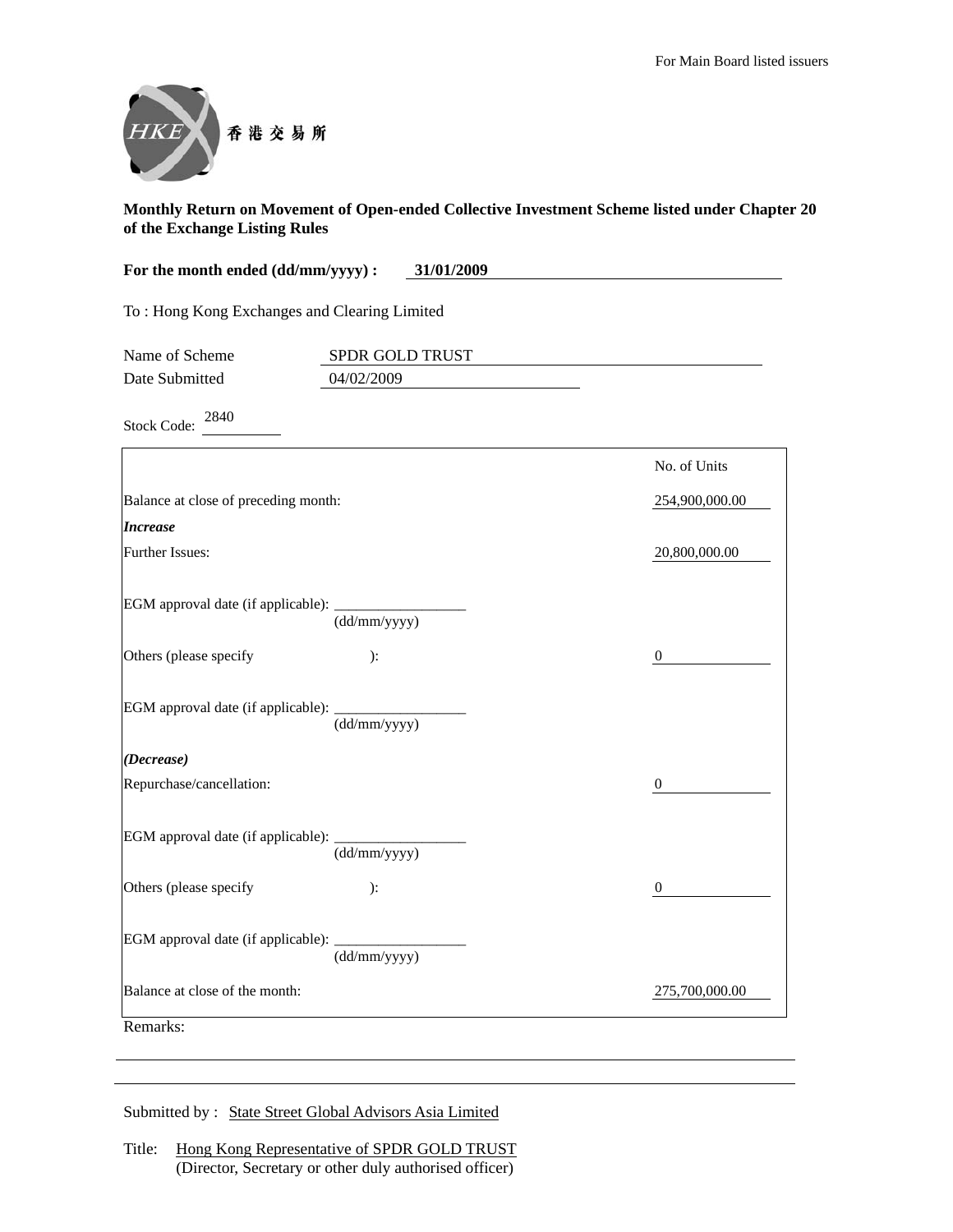For Main Board listed issuers

香港交易所

**Monthly Return on Movement of Open-ended Collective Investment Scheme listed under Chapter 20 of the Exchange Listing Rules**

**For the month ended (dd/mm/yyyy) : 31/01/2009**

To : Hong Kong Exchanges and Clearing Limited

Name of Scheme: SPDR GOLD TRUST

Date Submitted: 04/02/2009

Stock Code: 2840

| | No. of Units |
|---|---|
| Balance at close of preceding month: | 254,900,000.00 |
| ***Increase*** | |
| Further Issues: | 20,800,000.00 |
| EGM approval date (if applicable): ________ (dd/mm/yyyy) | |
| Others (please specify ): | 0 |
| EGM approval date (if applicable): ________ (dd/mm/yyyy) | |
| ***(Decrease)*** | |
| Repurchase/cancellation: | 0 |
| EGM approval date (if applicable): ________ (dd/mm/yyyy) | |
| Others (please specify ): | 0 |
| EGM approval date (if applicable): ________ (dd/mm/yyyy) | |
| Balance at close of the month: | 275,700,000.00 |

Remarks:

Submitted by : State Street Global Advisors Asia Limited

Title: Hong Kong Representative of SPDR GOLD TRUST
(Director, Secretary or other duly authorised officer)